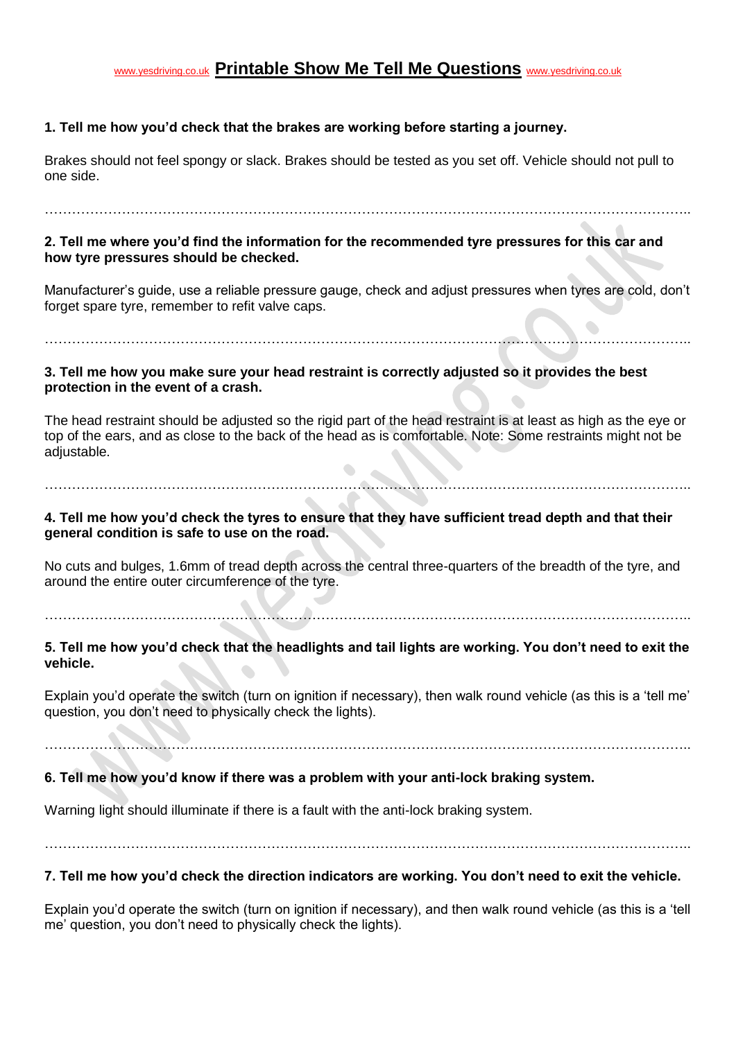# www.yesdriving.co.uk Printable Show Me Tell Me Questions www.yesdriving.co.uk

**1. Tell me how you'd check that the brakes are working before starting a journey.**

Brakes should not feel spongy or slack. Brakes should be tested as you set off. Vehicle should not pull to one side.

……………………………………………………………………………………………………………………………..

**2. Tell me where you'd find the information for the recommended tyre pressures for this car and how tyre pressures should be checked.**

Manufacturer's guide, use a reliable pressure gauge, check and adjust pressures when tyres are cold, don't forget spare tyre, remember to refit valve caps.

……………………………………………………………………………………………………………………………..

**3. Tell me how you make sure your head restraint is correctly adjusted so it provides the best protection in the event of a crash.**

The head restraint should be adjusted so the rigid part of the head restraint is at least as high as the eye or top of the ears, and as close to the back of the head as is comfortable. Note: Some restraints might not be adjustable.

……………………………………………………………………………………………………………………………..

**4. Tell me how you'd check the tyres to ensure that they have sufficient tread depth and that their general condition is safe to use on the road.**

No cuts and bulges, 1.6mm of tread depth across the central three-quarters of the breadth of the tyre, and around the entire outer circumference of the tyre.

……………………………………………………………………………………………………………………………..

**5. Tell me how you'd check that the headlights and tail lights are working. You don't need to exit the vehicle.**

Explain you'd operate the switch (turn on ignition if necessary), then walk round vehicle (as this is a 'tell me' question, you don't need to physically check the lights).

……………………………………………………………………………………………………………………………..

**6. Tell me how you'd know if there was a problem with your anti-lock braking system.**

Warning light should illuminate if there is a fault with the anti-lock braking system.

……………………………………………………………………………………………………………………………..

**7. Tell me how you'd check the direction indicators are working. You don't need to exit the vehicle.**

Explain you'd operate the switch (turn on ignition if necessary), and then walk round vehicle (as this is a 'tell me' question, you don't need to physically check the lights).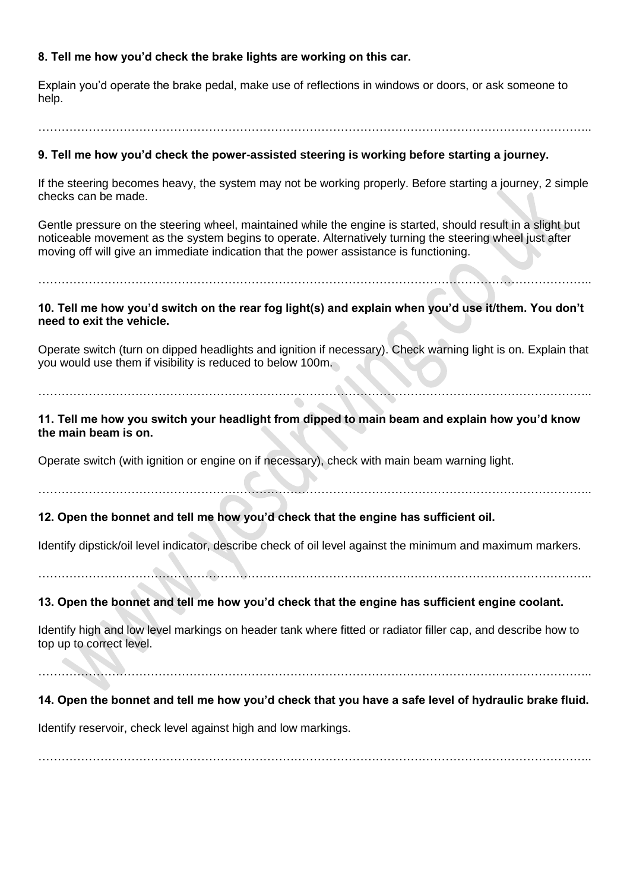**8. Tell me how you'd check the brake lights are working on this car.**

Explain you'd operate the brake pedal, make use of reflections in windows or doors, or ask someone to help.

……………………………………………………………………………………………………………………..

**9. Tell me how you'd check the power-assisted steering is working before starting a journey.**

If the steering becomes heavy, the system may not be working properly. Before starting a journey, 2 simple checks can be made.

Gentle pressure on the steering wheel, maintained while the engine is started, should result in a slight but noticeable movement as the system begins to operate. Alternatively turning the steering wheel just after moving off will give an immediate indication that the power assistance is functioning.

……………………………………………………………………………………………………………………..

**10. Tell me how you'd switch on the rear fog light(s) and explain when you'd use it/them. You don't need to exit the vehicle.**

Operate switch (turn on dipped headlights and ignition if necessary). Check warning light is on. Explain that you would use them if visibility is reduced to below 100m.

……………………………………………………………………………………………………………………..

**11. Tell me how you switch your headlight from dipped to main beam and explain how you'd know the main beam is on.**

Operate switch (with ignition or engine on if necessary), check with main beam warning light.

……………………………………………………………………………………………………………………..

**12. Open the bonnet and tell me how you'd check that the engine has sufficient oil.**

Identify dipstick/oil level indicator, describe check of oil level against the minimum and maximum markers.

……………………………………………………………………………………………………………………..

**13. Open the bonnet and tell me how you'd check that the engine has sufficient engine coolant.**

Identify high and low level markings on header tank where fitted or radiator filler cap, and describe how to top up to correct level.

……………………………………………………………………………………………………………………..

**14. Open the bonnet and tell me how you'd check that you have a safe level of hydraulic brake fluid.**

Identify reservoir, check level against high and low markings.

……………………………………………………………………………………………………………………..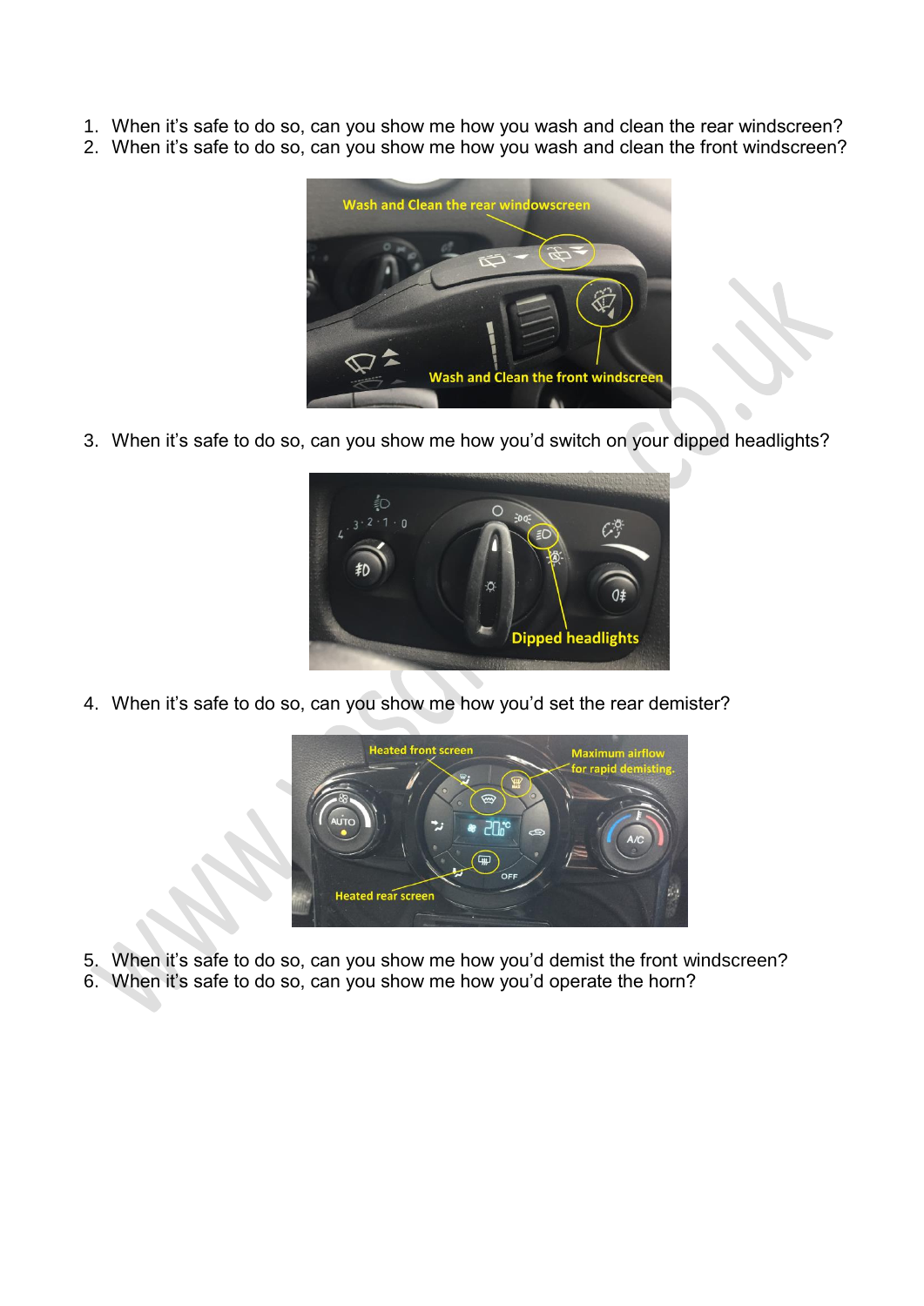1. When it's safe to do so, can you show me how you wash and clean the rear windscreen?
2. When it's safe to do so, can you show me how you wash and clean the front windscreen?

3. When it's safe to do so, can you show me how you'd switch on your dipped headlights?

4. When it's safe to do so, can you show me how you'd set the rear demister?

5. When it's safe to do so, can you show me how you'd demist the front windscreen?
6. When it's safe to do so, can you show me how you'd operate the horn?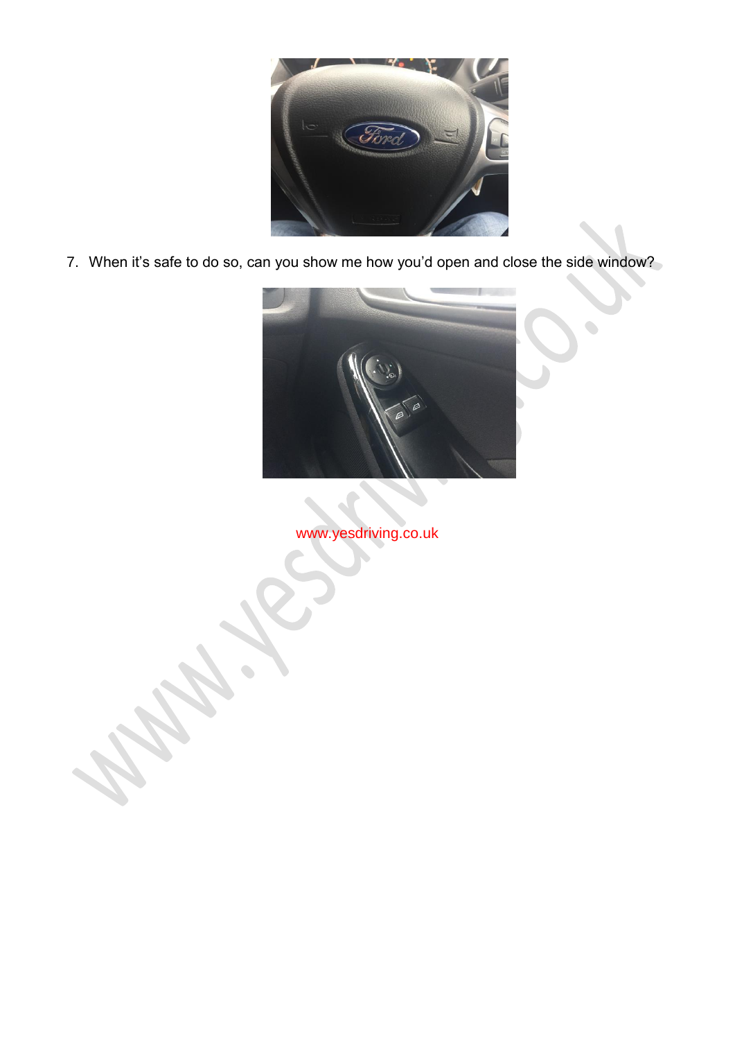7. When it’s safe to do so, can you show me how you’d open and close the side window?

www.yesdriving.co.uk